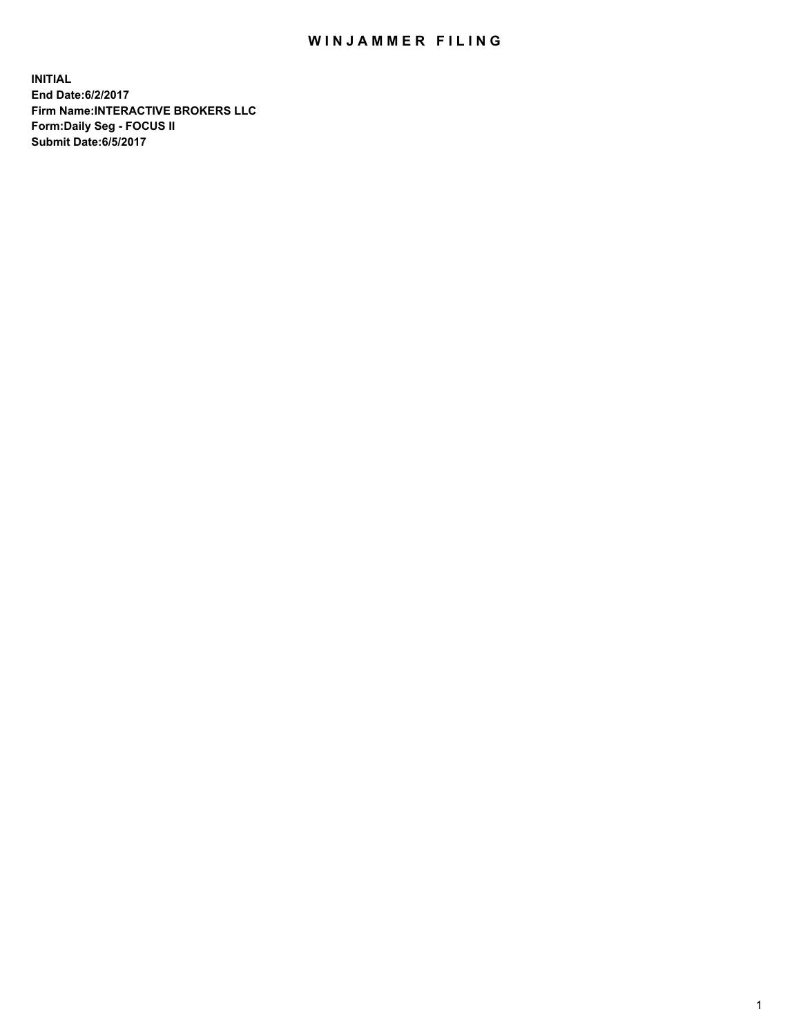# WINJAMMER FILING

**INITIAL**
**End Date:6/2/2017**
**Firm Name:INTERACTIVE BROKERS LLC**
**Form:Daily Seg - FOCUS II**
**Submit Date:6/5/2017**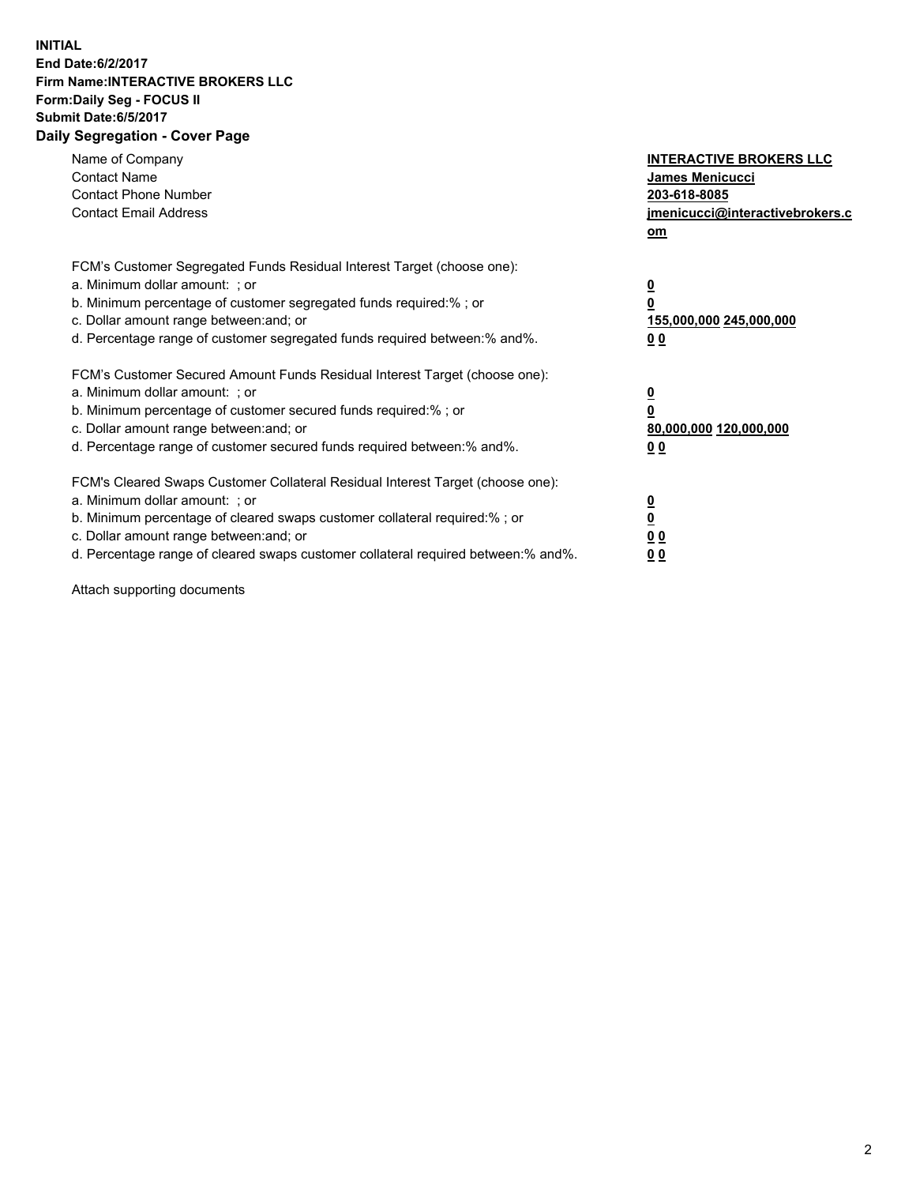**INITIAL**
**End Date:6/2/2017**
**Firm Name:INTERACTIVE BROKERS LLC**
**Form:Daily Seg - FOCUS II**
**Submit Date:6/5/2017**
**Daily Segregation - Cover Page**

| | |
|---|---|
| Name of Company | **INTERACTIVE BROKERS LLC** |
| Contact Name | **James Menicucci** |
| Contact Phone Number | **203-618-8085** |
| Contact Email Address | **jmenicucci@interactivebrokers.com** |

FCM's Customer Segregated Funds Residual Interest Target (choose one):

| | |
|---|---|
| a. Minimum dollar amount: ; or | **0** |
| b. Minimum percentage of customer segregated funds required:% ; or | **0** |
| c. Dollar amount range between:and; or | **155,000,000 245,000,000** |
| d. Percentage range of customer segregated funds required between:% and%. | **0 0** |

FCM's Customer Secured Amount Funds Residual Interest Target (choose one):

| | |
|---|---|
| a. Minimum dollar amount: ; or | **0** |
| b. Minimum percentage of customer secured funds required:% ; or | **0** |
| c. Dollar amount range between:and; or | **80,000,000 120,000,000** |
| d. Percentage range of customer secured funds required between:% and%. | **0 0** |

FCM's Cleared Swaps Customer Collateral Residual Interest Target (choose one):

| | |
|---|---|
| a. Minimum dollar amount: ; or | **0** |
| b. Minimum percentage of cleared swaps customer collateral required:% ; or | **0** |
| c. Dollar amount range between:and; or | **0 0** |
| d. Percentage range of cleared swaps customer collateral required between:% and%. | **0 0** |

Attach supporting documents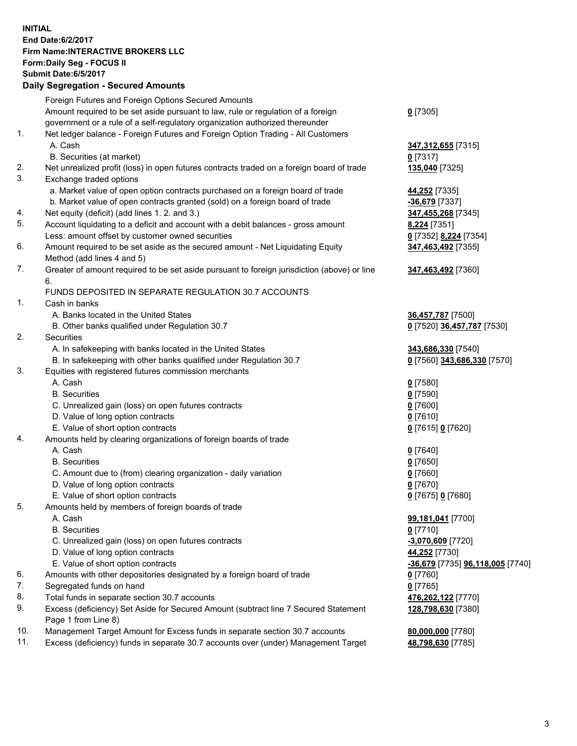**INITIAL**
**End Date:6/2/2017**
**Firm Name:INTERACTIVE BROKERS LLC**
**Form:Daily Seg - FOCUS II**
**Submit Date:6/5/2017**
**Daily Segregation - Secured Amounts**

| | | |
|---|---|---|
| | Foreign Futures and Foreign Options Secured Amounts | |
| | Amount required to be set aside pursuant to law, rule or regulation of a foreign government or a rule of a self-regulatory organization authorized thereunder | **0** [7305] |
| 1. | Net ledger balance - Foreign Futures and Foreign Option Trading - All Customers | |
| | A. Cash | **347,312,655** [7315] |
| | B. Securities (at market) | **0** [7317] |
| 2. | Net unrealized profit (loss) in open futures contracts traded on a foreign board of trade | **135,040** [7325] |
| 3. | Exchange traded options | |
| | a. Market value of open option contracts purchased on a foreign board of trade | **44,252** [7335] |
| | b. Market value of open contracts granted (sold) on a foreign board of trade | **-36,679** [7337] |
| 4. | Net equity (deficit) (add lines 1. 2. and 3.) | **347,455,268** [7345] |
| 5. | Account liquidating to a deficit and account with a debit balances - gross amount | **8,224** [7351] |
| | Less: amount offset by customer owned securities | **0** [7352] **8,224** [7354] |
| 6. | Amount required to be set aside as the secured amount - Net Liquidating Equity Method (add lines 4 and 5) | **347,463,492** [7355] |
| 7. | Greater of amount required to be set aside pursuant to foreign jurisdiction (above) or line 6. | **347,463,492** [7360] |
| | FUNDS DEPOSITED IN SEPARATE REGULATION 30.7 ACCOUNTS | |
| 1. | Cash in banks | |
| | A. Banks located in the United States | **36,457,787** [7500] |
| | B. Other banks qualified under Regulation 30.7 | **0** [7520] **36,457,787** [7530] |
| 2. | Securities | |
| | A. In safekeeping with banks located in the United States | **343,686,330** [7540] |
| | B. In safekeeping with other banks qualified under Regulation 30.7 | **0** [7560] **343,686,330** [7570] |
| 3. | Equities with registered futures commission merchants | |
| | A. Cash | **0** [7580] |
| | B. Securities | **0** [7590] |
| | C. Unrealized gain (loss) on open futures contracts | **0** [7600] |
| | D. Value of long option contracts | **0** [7610] |
| | E. Value of short option contracts | **0** [7615] **0** [7620] |
| 4. | Amounts held by clearing organizations of foreign boards of trade | |
| | A. Cash | **0** [7640] |
| | B. Securities | **0** [7650] |
| | C. Amount due to (from) clearing organization - daily variation | **0** [7660] |
| | D. Value of long option contracts | **0** [7670] |
| | E. Value of short option contracts | **0** [7675] **0** [7680] |
| 5. | Amounts held by members of foreign boards of trade | |
| | A. Cash | **99,181,041** [7700] |
| | B. Securities | **0** [7710] |
| | C. Unrealized gain (loss) on open futures contracts | **-3,070,609** [7720] |
| | D. Value of long option contracts | **44,252** [7730] |
| | E. Value of short option contracts | **-36,679** [7735] **96,118,005** [7740] |
| 6. | Amounts with other depositories designated by a foreign board of trade | **0** [7760] |
| 7. | Segregated funds on hand | **0** [7765] |
| 8. | Total funds in separate section 30.7 accounts | **476,262,122** [7770] |
| 9. | Excess (deficiency) Set Aside for Secured Amount (subtract line 7 Secured Statement Page 1 from Line 8) | **128,798,630** [7380] |
| 10. | Management Target Amount for Excess funds in separate section 30.7 accounts | **80,000,000** [7780] |
| 11. | Excess (deficiency) funds in separate 30.7 accounts over (under) Management Target | **48,798,630** [7785] |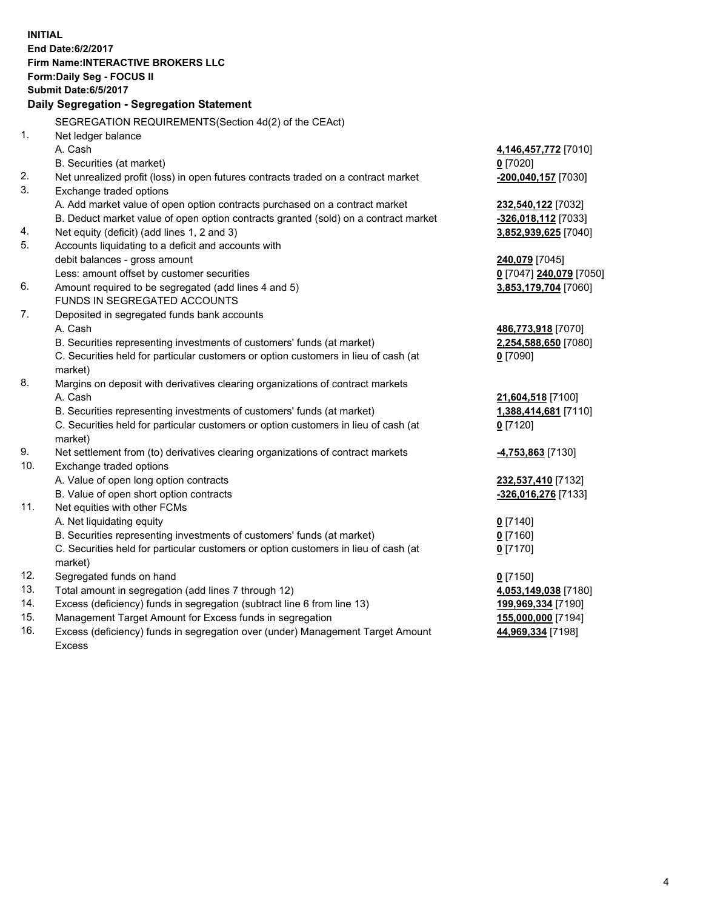**INITIAL**
**End Date:6/2/2017**
**Firm Name:INTERACTIVE BROKERS LLC**
**Form:Daily Seg - FOCUS II**
**Submit Date:6/5/2017**

**Daily Segregation - Segregation Statement**

| | | |
|---|---|---|
| | SEGREGATION REQUIREMENTS(Section 4d(2) of the CEAct) | |
| 1. | Net ledger balance | |
| | A. Cash | **4,146,457,772** [7010] |
| | B. Securities (at market) | **0** [7020] |
| 2. | Net unrealized profit (loss) in open futures contracts traded on a contract market | **-200,040,157** [7030] |
| 3. | Exchange traded options | |
| | A. Add market value of open option contracts purchased on a contract market | **232,540,122** [7032] |
| | B. Deduct market value of open option contracts granted (sold) on a contract market | **-326,018,112** [7033] |
| 4. | Net equity (deficit) (add lines 1, 2 and 3) | **3,852,939,625** [7040] |
| 5. | Accounts liquidating to a deficit and accounts with | |
| | debit balances - gross amount | **240,079** [7045] |
| | Less: amount offset by customer securities | **0** [7047] **240,079** [7050] |
| 6. | Amount required to be segregated (add lines 4 and 5) | **3,853,179,704** [7060] |
| | FUNDS IN SEGREGATED ACCOUNTS | |
| 7. | Deposited in segregated funds bank accounts | |
| | A. Cash | **486,773,918** [7070] |
| | B. Securities representing investments of customers' funds (at market) | **2,254,588,650** [7080] |
| | C. Securities held for particular customers or option customers in lieu of cash (at market) | **0** [7090] |
| 8. | Margins on deposit with derivatives clearing organizations of contract markets | |
| | A. Cash | **21,604,518** [7100] |
| | B. Securities representing investments of customers' funds (at market) | **1,388,414,681** [7110] |
| | C. Securities held for particular customers or option customers in lieu of cash (at market) | **0** [7120] |
| 9. | Net settlement from (to) derivatives clearing organizations of contract markets | **-4,753,863** [7130] |
| 10. | Exchange traded options | |
| | A. Value of open long option contracts | **232,537,410** [7132] |
| | B. Value of open short option contracts | **-326,016,276** [7133] |
| 11. | Net equities with other FCMs | |
| | A. Net liquidating equity | **0** [7140] |
| | B. Securities representing investments of customers' funds (at market) | **0** [7160] |
| | C. Securities held for particular customers or option customers in lieu of cash (at market) | **0** [7170] |
| 12. | Segregated funds on hand | **0** [7150] |
| 13. | Total amount in segregation (add lines 7 through 12) | **4,053,149,038** [7180] |
| 14. | Excess (deficiency) funds in segregation (subtract line 6 from line 13) | **199,969,334** [7190] |
| 15. | Management Target Amount for Excess funds in segregation | **155,000,000** [7194] |
| 16. | Excess (deficiency) funds in segregation over (under) Management Target Amount Excess | **44,969,334** [7198] |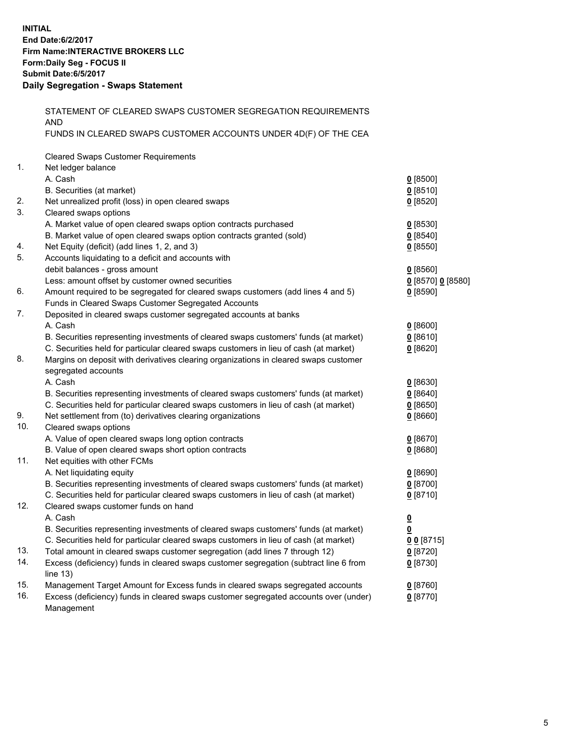**INITIAL**
**End Date:6/2/2017**
**Firm Name:INTERACTIVE BROKERS LLC**
**Form:Daily Seg - FOCUS II**
**Submit Date:6/5/2017**
**Daily Segregation - Swaps Statement**

STATEMENT OF CLEARED SWAPS CUSTOMER SEGREGATION REQUIREMENTS AND FUNDS IN CLEARED SWAPS CUSTOMER ACCOUNTS UNDER 4D(F) OF THE CEA

| | | |
|---|---|---|
| | Cleared Swaps Customer Requirements | |
| 1. | Net ledger balance | |
| | A. Cash | 0 [8500] |
| | B. Securities (at market) | 0 [8510] |
| 2. | Net unrealized profit (loss) in open cleared swaps | 0 [8520] |
| 3. | Cleared swaps options | |
| | A. Market value of open cleared swaps option contracts purchased | 0 [8530] |
| | B. Market value of open cleared swaps option contracts granted (sold) | 0 [8540] |
| 4. | Net Equity (deficit) (add lines 1, 2, and 3) | 0 [8550] |
| 5. | Accounts liquidating to a deficit and accounts with debit balances - gross amount | 0 [8560] |
| | Less: amount offset by customer owned securities | 0 [8570] 0 [8580] |
| 6. | Amount required to be segregated for cleared swaps customers (add lines 4 and 5) | 0 [8590] |
| | Funds in Cleared Swaps Customer Segregated Accounts | |
| 7. | Deposited in cleared swaps customer segregated accounts at banks | |
| | A. Cash | 0 [8600] |
| | B. Securities representing investments of cleared swaps customers' funds (at market) | 0 [8610] |
| | C. Securities held for particular cleared swaps customers in lieu of cash (at market) | 0 [8620] |
| 8. | Margins on deposit with derivatives clearing organizations in cleared swaps customer segregated accounts | |
| | A. Cash | 0 [8630] |
| | B. Securities representing investments of cleared swaps customers' funds (at market) | 0 [8640] |
| | C. Securities held for particular cleared swaps customers in lieu of cash (at market) | 0 [8650] |
| 9. | Net settlement from (to) derivatives clearing organizations | 0 [8660] |
| 10. | Cleared swaps options | |
| | A. Value of open cleared swaps long option contracts | 0 [8670] |
| | B. Value of open cleared swaps short option contracts | 0 [8680] |
| 11. | Net equities with other FCMs | |
| | A. Net liquidating equity | 0 [8690] |
| | B. Securities representing investments of cleared swaps customers' funds (at market) | 0 [8700] |
| | C. Securities held for particular cleared swaps customers in lieu of cash (at market) | 0 [8710] |
| 12. | Cleared swaps customer funds on hand | |
| | A. Cash | 0 |
| | B. Securities representing investments of cleared swaps customers' funds (at market) | 0 |
| | C. Securities held for particular cleared swaps customers in lieu of cash (at market) | 0 0 [8715] |
| 13. | Total amount in cleared swaps customer segregation (add lines 7 through 12) | 0 [8720] |
| 14. | Excess (deficiency) funds in cleared swaps customer segregation (subtract line 6 from line 13) | 0 [8730] |
| 15. | Management Target Amount for Excess funds in cleared swaps segregated accounts | 0 [8760] |
| 16. | Excess (deficiency) funds in cleared swaps customer segregated accounts over (under) Management | 0 [8770] |